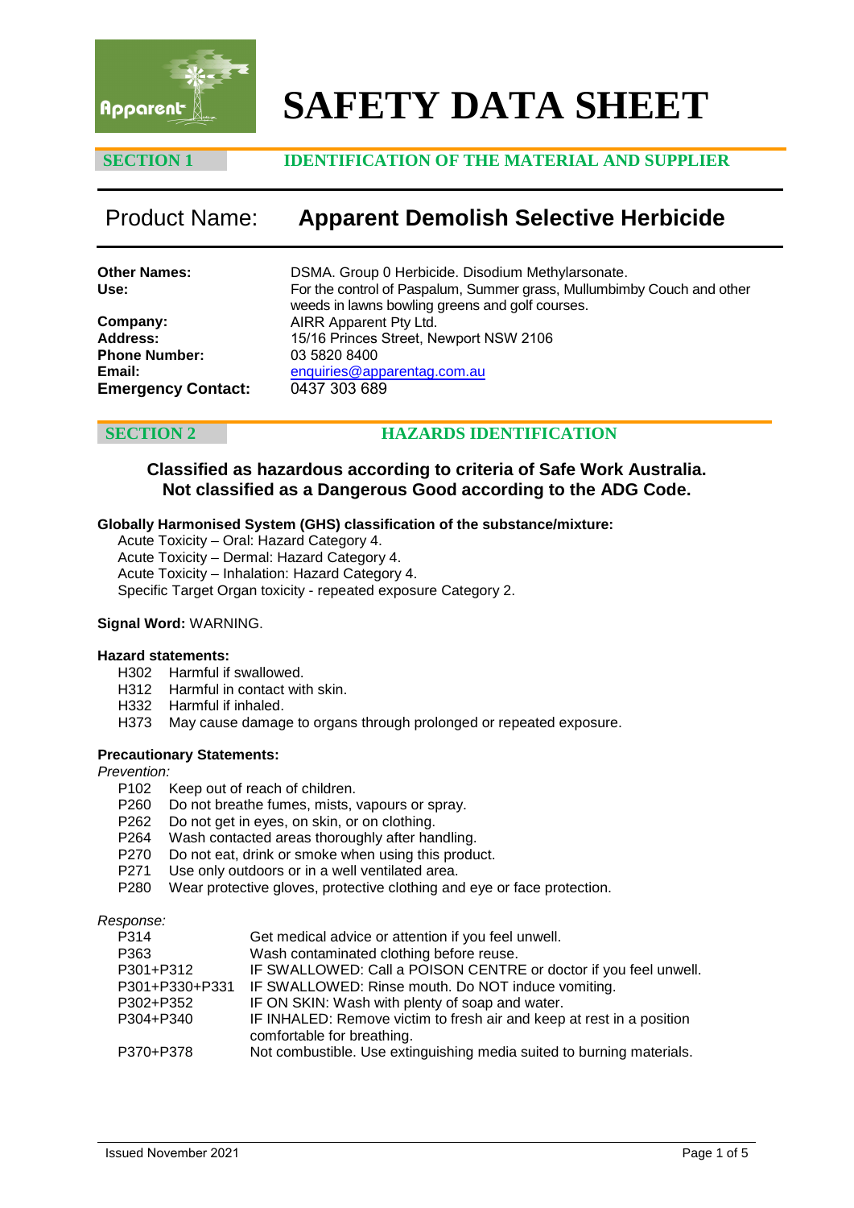# SAFETY DATA SHEET

## SECTION 1 IDENTIFICATION OF THE MATERIAL AND SUPPLIER

**Product Name: Apparent Demolish Selective Herbicide**

**Other Names:** DSMA. Group 0 Herbicide. Disodium Methylarsonate.
**Use:** For the control of Paspalum, Summer grass, Mullumbimby Couch and other weeds in lawns bowling greens and golf courses.

**Company:** AIRR Apparent Pty Ltd.
**Address:** 15/16 Princes Street, Newport NSW 2106
**Phone Number:** 03 5820 8400
**Email:** enquiries@apparentag.com.au
**Emergency Contact:** 0437 303 689

## SECTION 2 HAZARDS IDENTIFICATION

**Classified as hazardous according to criteria of Safe Work Australia.**
**Not classified as a Dangerous Good according to the ADG Code.**

**Globally Harmonised System (GHS) classification of the substance/mixture:**

Acute Toxicity – Oral: Hazard Category 4.
Acute Toxicity – Dermal: Hazard Category 4.
Acute Toxicity – Inhalation: Hazard Category 4.
Specific Target Organ toxicity - repeated exposure Category 2.

**Signal Word:** WARNING.

**Hazard statements:**

H302 Harmful if swallowed.
H312 Harmful in contact with skin.
H332 Harmful if inhaled.
H373 May cause damage to organs through prolonged or repeated exposure.

**Precautionary Statements:**

*Prevention:*

P102 Keep out of reach of children.
P260 Do not breathe fumes, mists, vapours or spray.
P262 Do not get in eyes, on skin, or on clothing.
P264 Wash contacted areas thoroughly after handling.
P270 Do not eat, drink or smoke when using this product.
P271 Use only outdoors or in a well ventilated area.
P280 Wear protective gloves, protective clothing and eye or face protection.

*Response:*

| | |
|---|---|
| P314 | Get medical advice or attention if you feel unwell. |
| P363 | Wash contaminated clothing before reuse. |
| P301+P312 | IF SWALLOWED: Call a POISON CENTRE or doctor if you feel unwell. |
| P301+P330+P331 | IF SWALLOWED: Rinse mouth. Do NOT induce vomiting. |
| P302+P352 | IF ON SKIN: Wash with plenty of soap and water. |
| P304+P340 | IF INHALED: Remove victim to fresh air and keep at rest in a position comfortable for breathing. |
| P370+P378 | Not combustible. Use extinguishing media suited to burning materials. |

Issued November 2021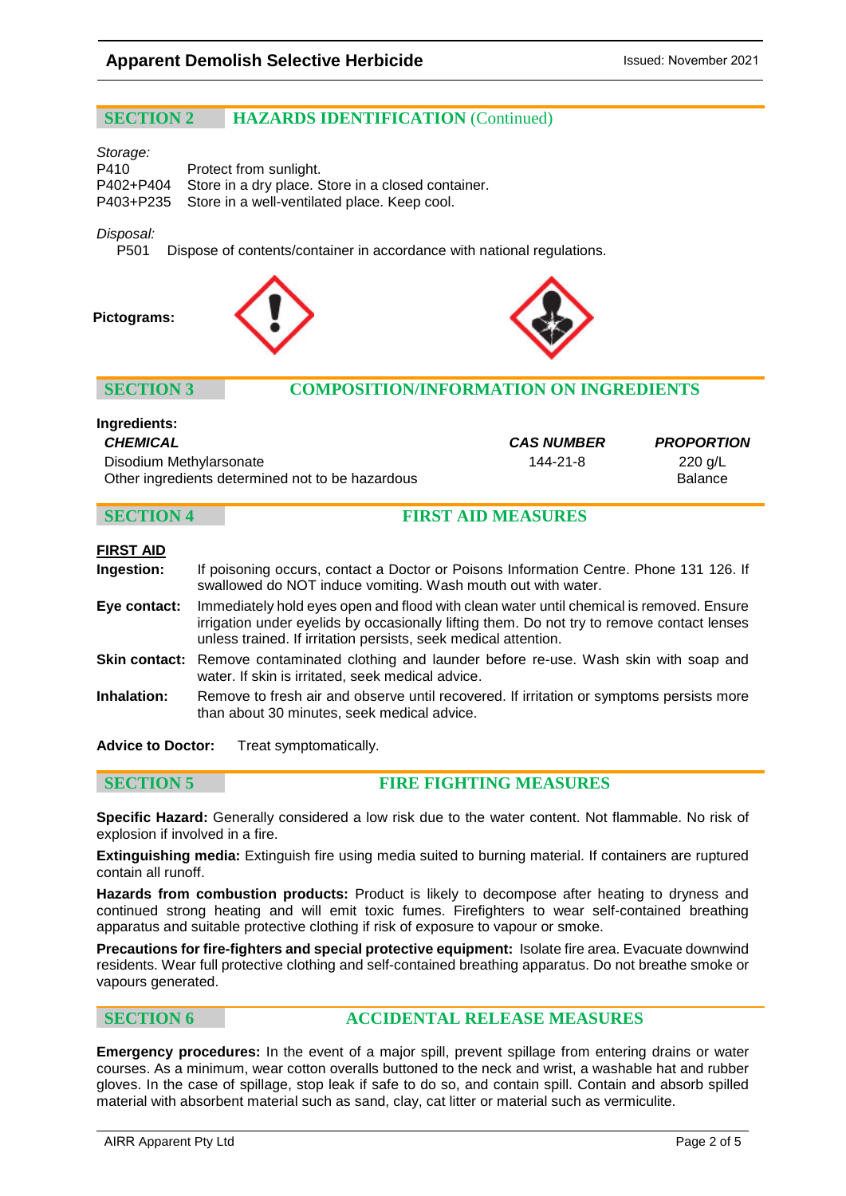## SECTION 2 HAZARDS IDENTIFICATION (Continued)

*Storage:*

| | |
|---|---|
| P410 | Protect from sunlight. |
| P402+P404 | Store in a dry place. Store in a closed container. |
| P403+P235 | Store in a well-ventilated place. Keep cool. |

*Disposal:*

P501 Dispose of contents/container in accordance with national regulations.

**Pictograms:**

## SECTION 3 COMPOSITION/INFORMATION ON INGREDIENTS

**Ingredients:**

| *CHEMICAL* | *CAS NUMBER* | *PROPORTION* |
|---|---|---|
| Disodium Methylarsonate | 144-21-8 | 220 g/L |
| Other ingredients determined not to be hazardous | | Balance |

## SECTION 4 FIRST AID MEASURES

**FIRST AID**

**Ingestion:** If poisoning occurs, contact a Doctor or Poisons Information Centre. Phone 131 126. If swallowed do NOT induce vomiting. Wash mouth out with water.

**Eye contact:** Immediately hold eyes open and flood with clean water until chemical is removed. Ensure irrigation under eyelids by occasionally lifting them. Do not try to remove contact lenses unless trained. If irritation persists, seek medical attention.

**Skin contact:** Remove contaminated clothing and launder before re-use. Wash skin with soap and water. If skin is irritated, seek medical advice.

**Inhalation:** Remove to fresh air and observe until recovered. If irritation or symptoms persists more than about 30 minutes, seek medical advice.

**Advice to Doctor:** Treat symptomatically.

## SECTION 5 FIRE FIGHTING MEASURES

**Specific Hazard:** Generally considered a low risk due to the water content. Not flammable. No risk of explosion if involved in a fire.

**Extinguishing media:** Extinguish fire using media suited to burning material. If containers are ruptured contain all runoff.

**Hazards from combustion products:** Product is likely to decompose after heating to dryness and continued strong heating and will emit toxic fumes. Firefighters to wear self-contained breathing apparatus and suitable protective clothing if risk of exposure to vapour or smoke.

**Precautions for fire-fighters and special protective equipment:** Isolate fire area. Evacuate downwind residents. Wear full protective clothing and self-contained breathing apparatus. Do not breathe smoke or vapours generated.

## SECTION 6 ACCIDENTAL RELEASE MEASURES

**Emergency procedures:** In the event of a major spill, prevent spillage from entering drains or water courses. As a minimum, wear cotton overalls buttoned to the neck and wrist, a washable hat and rubber gloves. In the case of spillage, stop leak if safe to do so, and contain spill. Contain and absorb spilled material with absorbent material such as sand, clay, cat litter or material such as vermiculite.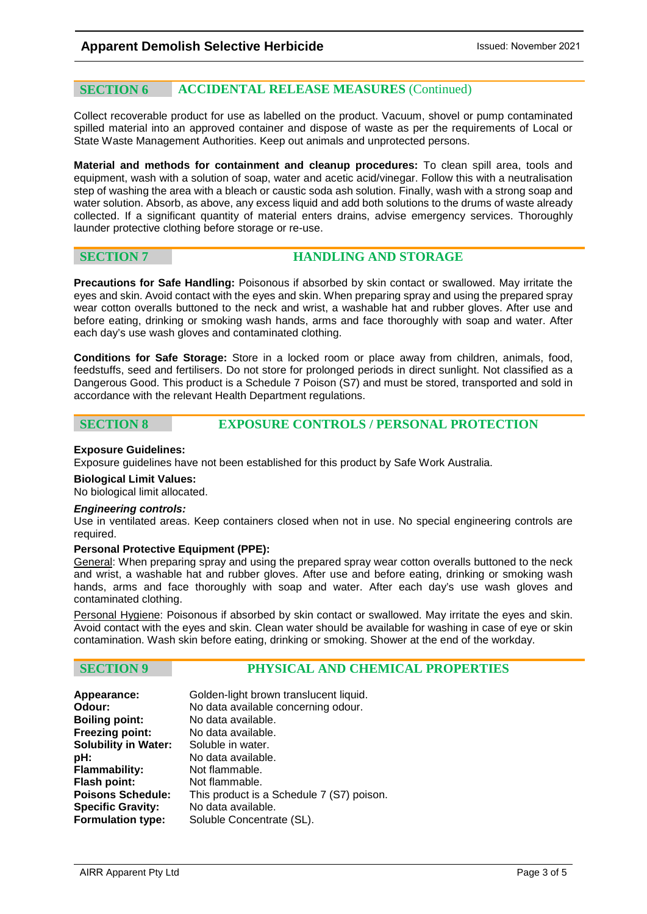## SECTION 6 ACCIDENTAL RELEASE MEASURES (Continued)

Collect recoverable product for use as labelled on the product. Vacuum, shovel or pump contaminated spilled material into an approved container and dispose of waste as per the requirements of Local or State Waste Management Authorities. Keep out animals and unprotected persons.

**Material and methods for containment and cleanup procedures:** To clean spill area, tools and equipment, wash with a solution of soap, water and acetic acid/vinegar. Follow this with a neutralisation step of washing the area with a bleach or caustic soda ash solution. Finally, wash with a strong soap and water solution. Absorb, as above, any excess liquid and add both solutions to the drums of waste already collected. If a significant quantity of material enters drains, advise emergency services. Thoroughly launder protective clothing before storage or re-use.

## SECTION 7 HANDLING AND STORAGE

**Precautions for Safe Handling:** Poisonous if absorbed by skin contact or swallowed. May irritate the eyes and skin. Avoid contact with the eyes and skin. When preparing spray and using the prepared spray wear cotton overalls buttoned to the neck and wrist, a washable hat and rubber gloves. After use and before eating, drinking or smoking wash hands, arms and face thoroughly with soap and water. After each day's use wash gloves and contaminated clothing.

**Conditions for Safe Storage:** Store in a locked room or place away from children, animals, food, feedstuffs, seed and fertilisers. Do not store for prolonged periods in direct sunlight. Not classified as a Dangerous Good. This product is a Schedule 7 Poison (S7) and must be stored, transported and sold in accordance with the relevant Health Department regulations.

## SECTION 8 EXPOSURE CONTROLS / PERSONAL PROTECTION

**Exposure Guidelines:**
Exposure guidelines have not been established for this product by Safe Work Australia.

**Biological Limit Values:**
No biological limit allocated.

***Engineering controls:***
Use in ventilated areas. Keep containers closed when not in use. No special engineering controls are required.

**Personal Protective Equipment (PPE):**
General: When preparing spray and using the prepared spray wear cotton overalls buttoned to the neck and wrist, a washable hat and rubber gloves. After use and before eating, drinking or smoking wash hands, arms and face thoroughly with soap and water. After each day's use wash gloves and contaminated clothing.

Personal Hygiene: Poisonous if absorbed by skin contact or swallowed. May irritate the eyes and skin. Avoid contact with the eyes and skin. Clean water should be available for washing in case of eye or skin contamination. Wash skin before eating, drinking or smoking. Shower at the end of the workday.

## SECTION 9 PHYSICAL AND CHEMICAL PROPERTIES

| | |
|---|---|
| **Appearance:** | Golden-light brown translucent liquid. |
| **Odour:** | No data available concerning odour. |
| **Boiling point:** | No data available. |
| **Freezing point:** | No data available. |
| **Solubility in Water:** | Soluble in water. |
| **pH:** | No data available. |
| **Flammability:** | Not flammable. |
| **Flash point:** | Not flammable. |
| **Poisons Schedule:** | This product is a Schedule 7 (S7) poison. |
| **Specific Gravity:** | No data available. |
| **Formulation type:** | Soluble Concentrate (SL). |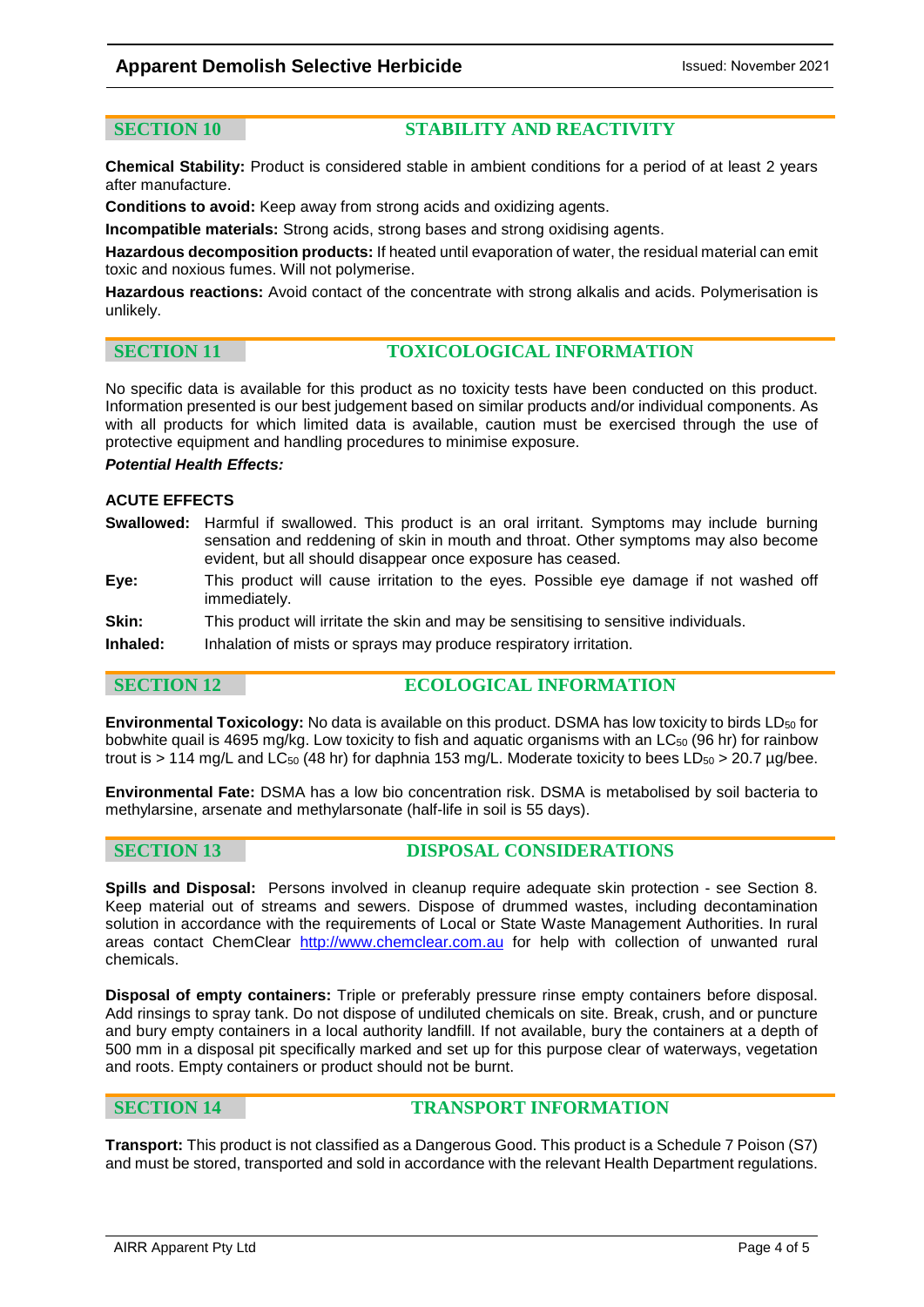## SECTION 10 STABILITY AND REACTIVITY

**Chemical Stability:** Product is considered stable in ambient conditions for a period of at least 2 years after manufacture.

**Conditions to avoid:** Keep away from strong acids and oxidizing agents.

**Incompatible materials:** Strong acids, strong bases and strong oxidising agents.

**Hazardous decomposition products:** If heated until evaporation of water, the residual material can emit toxic and noxious fumes. Will not polymerise.

**Hazardous reactions:** Avoid contact of the concentrate with strong alkalis and acids. Polymerisation is unlikely.

## SECTION 11 TOXICOLOGICAL INFORMATION

No specific data is available for this product as no toxicity tests have been conducted on this product. Information presented is our best judgement based on similar products and/or individual components. As with all products for which limited data is available, caution must be exercised through the use of protective equipment and handling procedures to minimise exposure.

***Potential Health Effects:***

**ACUTE EFFECTS**

**Swallowed:** Harmful if swallowed. This product is an oral irritant. Symptoms may include burning sensation and reddening of skin in mouth and throat. Other symptoms may also become evident, but all should disappear once exposure has ceased.

**Eye:** This product will cause irritation to the eyes. Possible eye damage if not washed off immediately.

**Skin:** This product will irritate the skin and may be sensitising to sensitive individuals.

**Inhaled:** Inhalation of mists or sprays may produce respiratory irritation.

## SECTION 12 ECOLOGICAL INFORMATION

**Environmental Toxicology:** No data is available on this product. DSMA has low toxicity to birds $LD_{50}$ for bobwhite quail is 4695 mg/kg. Low toxicity to fish and aquatic organisms with an $LC_{50}$ (96 hr) for rainbow trout is > 114 mg/L and $LC_{50}$ (48 hr) for daphnia 153 mg/L. Moderate toxicity to bees $LD_{50}$ > 20.7 µg/bee.

**Environmental Fate:** DSMA has a low bio concentration risk. DSMA is metabolised by soil bacteria to methylarsine, arsenate and methylarsonate (half-life in soil is 55 days).

## SECTION 13 DISPOSAL CONSIDERATIONS

**Spills and Disposal:** Persons involved in cleanup require adequate skin protection - see Section 8. Keep material out of streams and sewers. Dispose of drummed wastes, including decontamination solution in accordance with the requirements of Local or State Waste Management Authorities. In rural areas contact ChemClear http://www.chemclear.com.au for help with collection of unwanted rural chemicals.

**Disposal of empty containers:** Triple or preferably pressure rinse empty containers before disposal. Add rinsings to spray tank. Do not dispose of undiluted chemicals on site. Break, crush, and or puncture and bury empty containers in a local authority landfill. If not available, bury the containers at a depth of 500 mm in a disposal pit specifically marked and set up for this purpose clear of waterways, vegetation and roots. Empty containers or product should not be burnt.

## SECTION 14 TRANSPORT INFORMATION

**Transport:** This product is not classified as a Dangerous Good. This product is a Schedule 7 Poison (S7) and must be stored, transported and sold in accordance with the relevant Health Department regulations.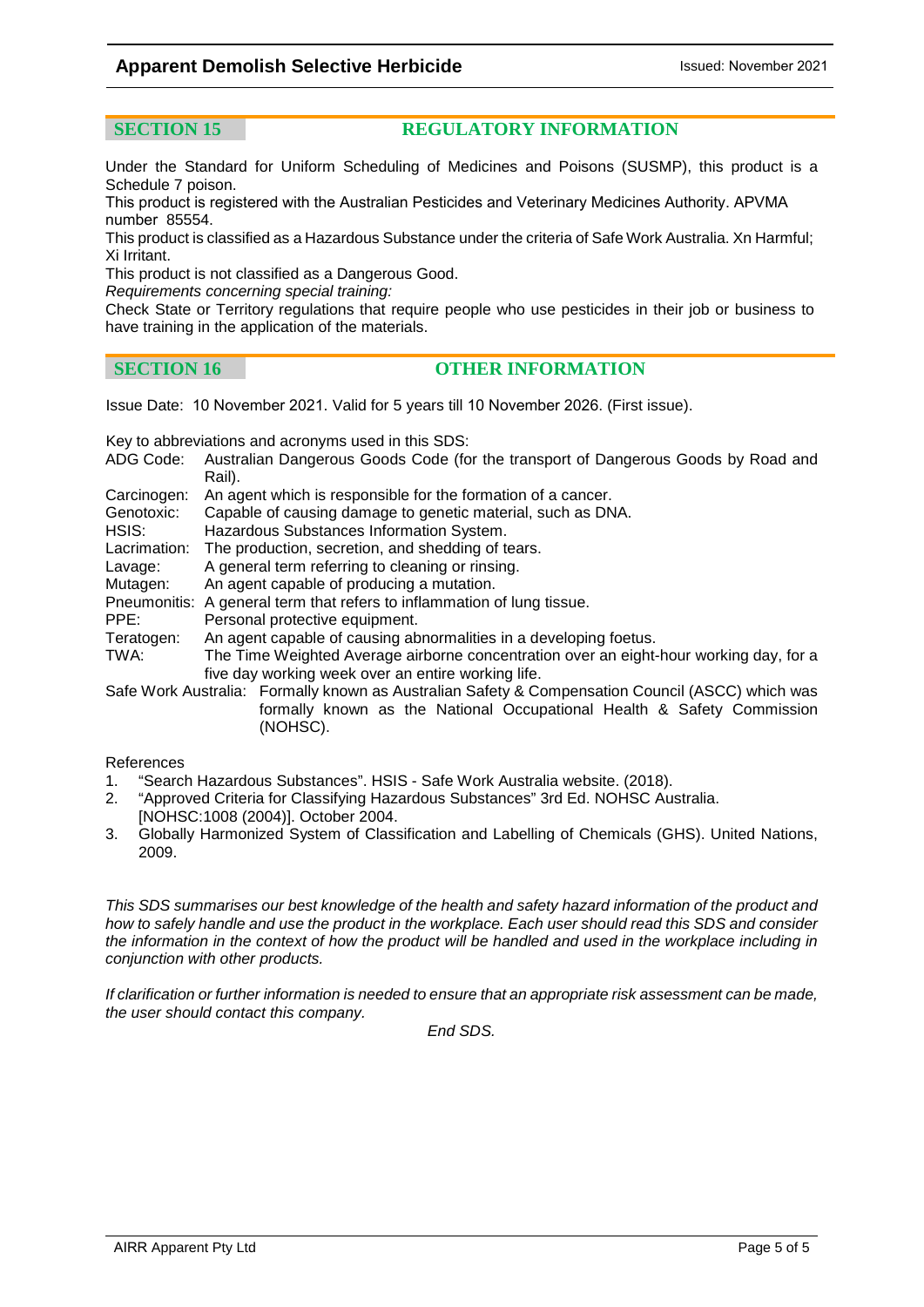## SECTION 15 REGULATORY INFORMATION

Under the Standard for Uniform Scheduling of Medicines and Poisons (SUSMP), this product is a Schedule 7 poison.

This product is registered with the Australian Pesticides and Veterinary Medicines Authority. APVMA number 85554.

This product is classified as a Hazardous Substance under the criteria of Safe Work Australia. Xn Harmful; Xi Irritant.

This product is not classified as a Dangerous Good.

*Requirements concerning special training:*

Check State or Territory regulations that require people who use pesticides in their job or business to have training in the application of the materials.

## SECTION 16 OTHER INFORMATION

Issue Date: 10 November 2021. Valid for 5 years till 10 November 2026. (First issue).

Key to abbreviations and acronyms used in this SDS:

| | |
|---|---|
| ADG Code: | Australian Dangerous Goods Code (for the transport of Dangerous Goods by Road and Rail). |
| Carcinogen: | An agent which is responsible for the formation of a cancer. |
| Genotoxic: | Capable of causing damage to genetic material, such as DNA. |
| HSIS: | Hazardous Substances Information System. |
| Lacrimation: | The production, secretion, and shedding of tears. |
| Lavage: | A general term referring to cleaning or rinsing. |
| Mutagen: | An agent capable of producing a mutation. |
| Pneumonitis: | A general term that refers to inflammation of lung tissue. |
| PPE: | Personal protective equipment. |
| Teratogen: | An agent capable of causing abnormalities in a developing foetus. |
| TWA: | The Time Weighted Average airborne concentration over an eight-hour working day, for a five day working week over an entire working life. |
| Safe Work Australia: | Formally known as Australian Safety & Compensation Council (ASCC) which was formally known as the National Occupational Health & Safety Commission (NOHSC). |

References

1. "Search Hazardous Substances". HSIS - Safe Work Australia website. (2018).
2. "Approved Criteria for Classifying Hazardous Substances" 3rd Ed. NOHSC Australia. [NOHSC:1008 (2004)]. October 2004.
3. Globally Harmonized System of Classification and Labelling of Chemicals (GHS). United Nations, 2009.

*This SDS summarises our best knowledge of the health and safety hazard information of the product and how to safely handle and use the product in the workplace. Each user should read this SDS and consider the information in the context of how the product will be handled and used in the workplace including in conjunction with other products.*

*If clarification or further information is needed to ensure that an appropriate risk assessment can be made, the user should contact this company.*

*End SDS.*